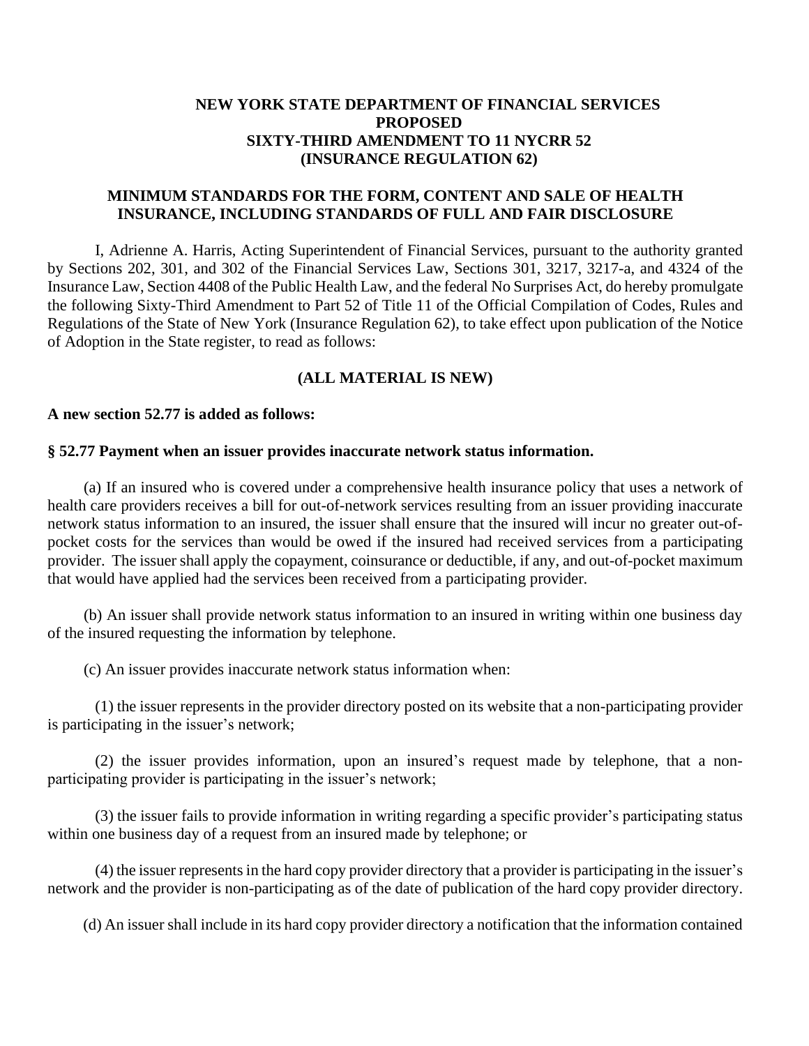**NEW YORK STATE DEPARTMENT OF FINANCIAL SERVICES**
**PROPOSED**
**SIXTY-THIRD AMENDMENT TO 11 NYCRR 52**
**(INSURANCE REGULATION 62)**

**MINIMUM STANDARDS FOR THE FORM, CONTENT AND SALE OF HEALTH INSURANCE, INCLUDING STANDARDS OF FULL AND FAIR DISCLOSURE**

I, Adrienne A. Harris, Acting Superintendent of Financial Services, pursuant to the authority granted by Sections 202, 301, and 302 of the Financial Services Law, Sections 301, 3217, 3217-a, and 4324 of the Insurance Law, Section 4408 of the Public Health Law, and the federal No Surprises Act, do hereby promulgate the following Sixty-Third Amendment to Part 52 of Title 11 of the Official Compilation of Codes, Rules and Regulations of the State of New York (Insurance Regulation 62), to take effect upon publication of the Notice of Adoption in the State register, to read as follows:

**(ALL MATERIAL IS NEW)**

**A new section 52.77 is added as follows:**

**§ 52.77 Payment when an issuer provides inaccurate network status information.**

(a) If an insured who is covered under a comprehensive health insurance policy that uses a network of health care providers receives a bill for out-of-network services resulting from an issuer providing inaccurate network status information to an insured, the issuer shall ensure that the insured will incur no greater out-of-pocket costs for the services than would be owed if the insured had received services from a participating provider. The issuer shall apply the copayment, coinsurance or deductible, if any, and out-of-pocket maximum that would have applied had the services been received from a participating provider.

(b) An issuer shall provide network status information to an insured in writing within one business day of the insured requesting the information by telephone.

(c) An issuer provides inaccurate network status information when:

(1) the issuer represents in the provider directory posted on its website that a non-participating provider is participating in the issuer's network;

(2) the issuer provides information, upon an insured's request made by telephone, that a non-participating provider is participating in the issuer's network;

(3) the issuer fails to provide information in writing regarding a specific provider's participating status within one business day of a request from an insured made by telephone; or

(4) the issuer represents in the hard copy provider directory that a provider is participating in the issuer's network and the provider is non-participating as of the date of publication of the hard copy provider directory.

(d) An issuer shall include in its hard copy provider directory a notification that the information contained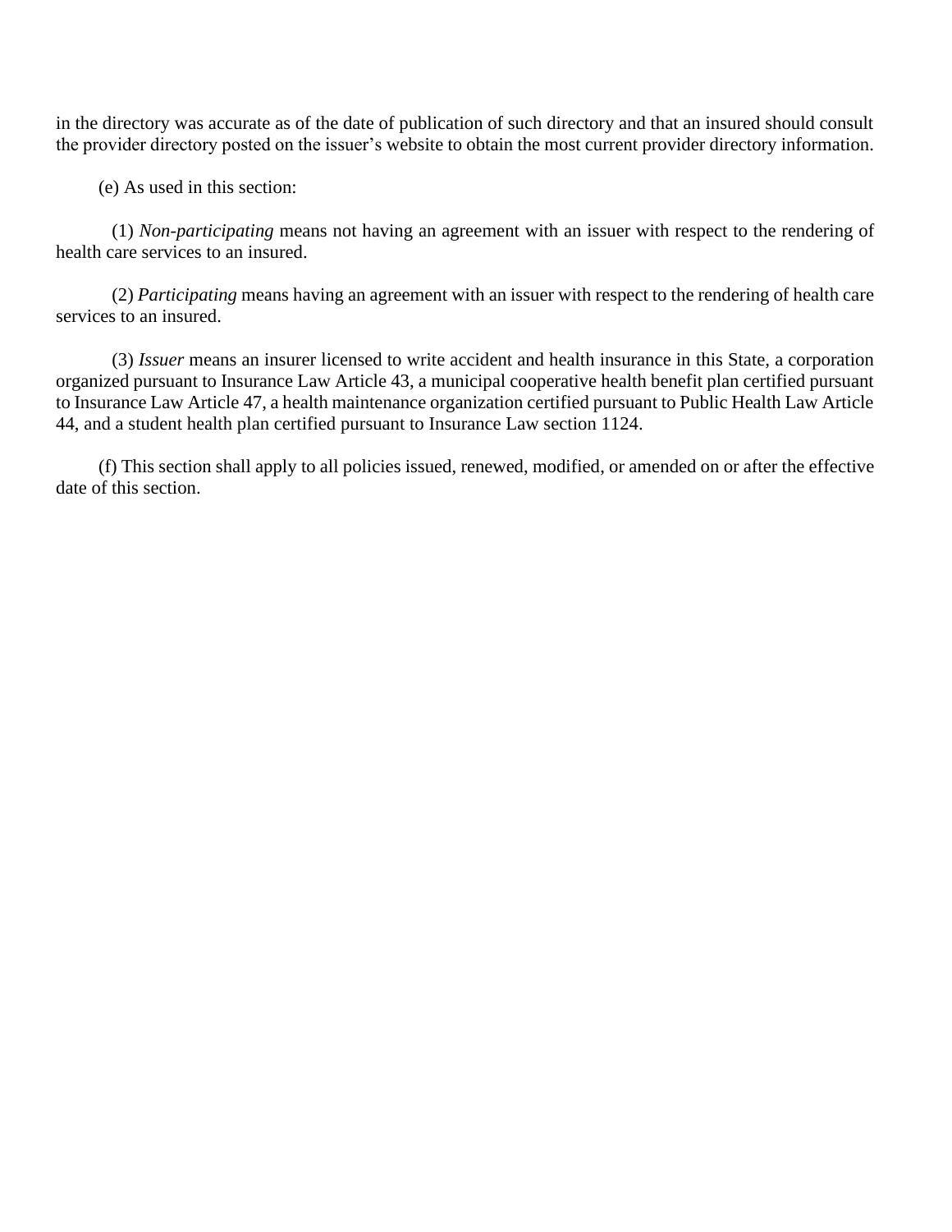in the directory was accurate as of the date of publication of such directory and that an insured should consult the provider directory posted on the issuer's website to obtain the most current provider directory information.

(e) As used in this section:

(1) *Non-participating* means not having an agreement with an issuer with respect to the rendering of health care services to an insured.

(2) *Participating* means having an agreement with an issuer with respect to the rendering of health care services to an insured.

(3) *Issuer* means an insurer licensed to write accident and health insurance in this State, a corporation organized pursuant to Insurance Law Article 43, a municipal cooperative health benefit plan certified pursuant to Insurance Law Article 47, a health maintenance organization certified pursuant to Public Health Law Article 44, and a student health plan certified pursuant to Insurance Law section 1124.

(f) This section shall apply to all policies issued, renewed, modified, or amended on or after the effective date of this section.